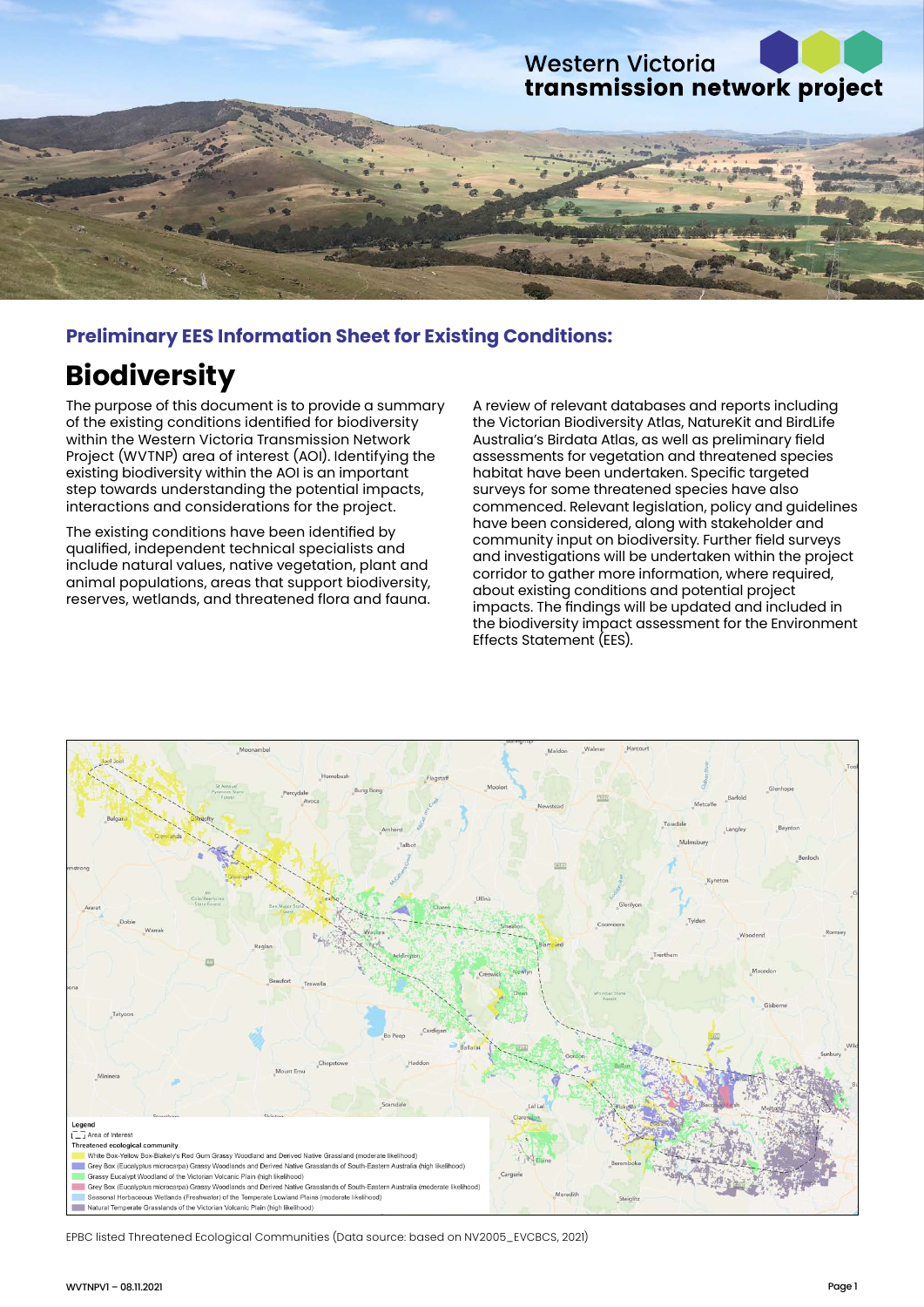Western Victoria **transmission network project**

### Preliminary EES Information Sheet for Existing Conditions:

# Biodiversity

The purpose of this document is to provide a summary of the existing conditions identified for biodiversity within the Western Victoria Transmission Network Project (WVTNP) area of interest (AOI). Identifying the existing biodiversity within the AOI is an important step towards understanding the potential impacts, interactions and considerations for the project.

The existing conditions have been identified by qualified, independent technical specialists and include natural values, native vegetation, plant and animal populations, areas that support biodiversity, reserves, wetlands, and threatened flora and fauna.

A review of relevant databases and reports including the Victorian Biodiversity Atlas, NatureKit and BirdLife Australia's Birdata Atlas, as well as preliminary field assessments for vegetation and threatened species habitat have been undertaken. Specific targeted surveys for some threatened species have also commenced. Relevant legislation, policy and guidelines have been considered, along with stakeholder and community input on biodiversity. Further field surveys and investigations will be undertaken within the project corridor to gather more information, where required, about existing conditions and potential project impacts. The findings will be updated and included in the biodiversity impact assessment for the Environment Effects Statement (EES).

Legend
- Area of interest

Threatened ecological community
- White Box-Yellow Box-Blakely's Red Gum Grassy Woodland and Derived Native Grassland (moderate likelihood)
- Grey Box (Eucalyptus microcarpa) Grassy Woodlands and Derived Native Grasslands of South-Eastern Australia (high likelihood)
- Grassy Eucalypt Woodland of the Victorian Volcanic Plain (high likelihood)
- Grey Box (Eucalyptus microcarpa) Grassy Woodlands and Derived Native Grasslands of South-Eastern Australia (moderate likelihood)
- Seasonal Herbaceous Wetlands (Freshwater) of the Temperate Lowland Plains (moderate likelihood)
- Natural Temperate Grasslands of the Victorian Volcanic Plain (high likelihood)

EPBC listed Threatened Ecological Communities (Data source: based on NV2005_EVCBCS, 2021)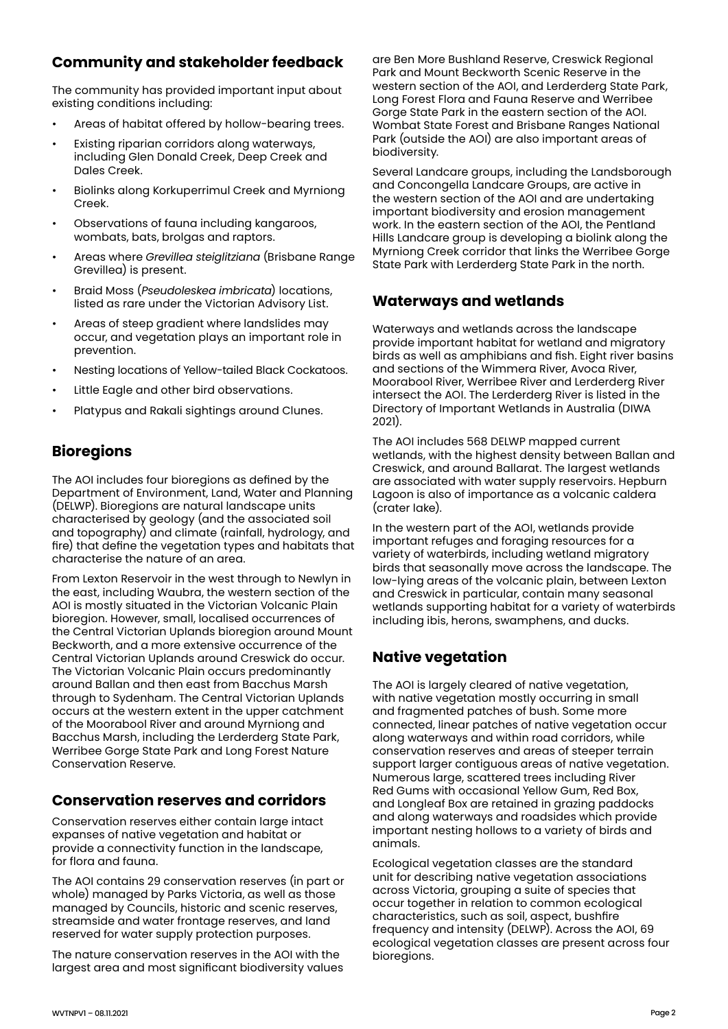## Community and stakeholder feedback

The community has provided important input about existing conditions including:

- Areas of habitat offered by hollow-bearing trees.
- Existing riparian corridors along waterways, including Glen Donald Creek, Deep Creek and Dales Creek.
- Biolinks along Korkuperrimul Creek and Myrniong Creek.
- Observations of fauna including kangaroos, wombats, bats, brolgas and raptors.
- Areas where *Grevillea steiglitziana* (Brisbane Range Grevillea) is present.
- Braid Moss (*Pseudoleskea imbricata*) locations, listed as rare under the Victorian Advisory List.
- Areas of steep gradient where landslides may occur, and vegetation plays an important role in prevention.
- Nesting locations of Yellow-tailed Black Cockatoos.
- Little Eagle and other bird observations.
- Platypus and Rakali sightings around Clunes.

## Bioregions

The AOI includes four bioregions as defined by the Department of Environment, Land, Water and Planning (DELWP). Bioregions are natural landscape units characterised by geology (and the associated soil and topography) and climate (rainfall, hydrology, and fire) that define the vegetation types and habitats that characterise the nature of an area.

From Lexton Reservoir in the west through to Newlyn in the east, including Waubra, the western section of the AOI is mostly situated in the Victorian Volcanic Plain bioregion. However, small, localised occurrences of the Central Victorian Uplands bioregion around Mount Beckworth, and a more extensive occurrence of the Central Victorian Uplands around Creswick do occur. The Victorian Volcanic Plain occurs predominantly around Ballan and then east from Bacchus Marsh through to Sydenham. The Central Victorian Uplands occurs at the western extent in the upper catchment of the Moorabool River and around Myrniong and Bacchus Marsh, including the Lerderderg State Park, Werribee Gorge State Park and Long Forest Nature Conservation Reserve.

## Conservation reserves and corridors

Conservation reserves either contain large intact expanses of native vegetation and habitat or provide a connectivity function in the landscape, for flora and fauna.

The AOI contains 29 conservation reserves (in part or whole) managed by Parks Victoria, as well as those managed by Councils, historic and scenic reserves, streamside and water frontage reserves, and land reserved for water supply protection purposes.

The nature conservation reserves in the AOI with the largest area and most significant biodiversity values are Ben More Bushland Reserve, Creswick Regional Park and Mount Beckworth Scenic Reserve in the western section of the AOI, and Lerderderg State Park, Long Forest Flora and Fauna Reserve and Werribee Gorge State Park in the eastern section of the AOI. Wombat State Forest and Brisbane Ranges National Park (outside the AOI) are also important areas of biodiversity.

Several Landcare groups, including the Landsborough and Concongella Landcare Groups, are active in the western section of the AOI and are undertaking important biodiversity and erosion management work. In the eastern section of the AOI, the Pentland Hills Landcare group is developing a biolink along the Myrniong Creek corridor that links the Werribee Gorge State Park with Lerderderg State Park in the north.

## Waterways and wetlands

Waterways and wetlands across the landscape provide important habitat for wetland and migratory birds as well as amphibians and fish. Eight river basins and sections of the Wimmera River, Avoca River, Moorabool River, Werribee River and Lerderderg River intersect the AOI. The Lerderderg River is listed in the Directory of Important Wetlands in Australia (DIWA 2021).

The AOI includes 568 DELWP mapped current wetlands, with the highest density between Ballan and Creswick, and around Ballarat. The largest wetlands are associated with water supply reservoirs. Hepburn Lagoon is also of importance as a volcanic caldera (crater lake).

In the western part of the AOI, wetlands provide important refuges and foraging resources for a variety of waterbirds, including wetland migratory birds that seasonally move across the landscape. The low-lying areas of the volcanic plain, between Lexton and Creswick in particular, contain many seasonal wetlands supporting habitat for a variety of waterbirds including ibis, herons, swamphens, and ducks.

## Native vegetation

The AOI is largely cleared of native vegetation, with native vegetation mostly occurring in small and fragmented patches of bush. Some more connected, linear patches of native vegetation occur along waterways and within road corridors, while conservation reserves and areas of steeper terrain support larger contiguous areas of native vegetation. Numerous large, scattered trees including River Red Gums with occasional Yellow Gum, Red Box, and Longleaf Box are retained in grazing paddocks and along waterways and roadsides which provide important nesting hollows to a variety of birds and animals.

Ecological vegetation classes are the standard unit for describing native vegetation associations across Victoria, grouping a suite of species that occur together in relation to common ecological characteristics, such as soil, aspect, bushfire frequency and intensity (DELWP). Across the AOI, 69 ecological vegetation classes are present across four bioregions.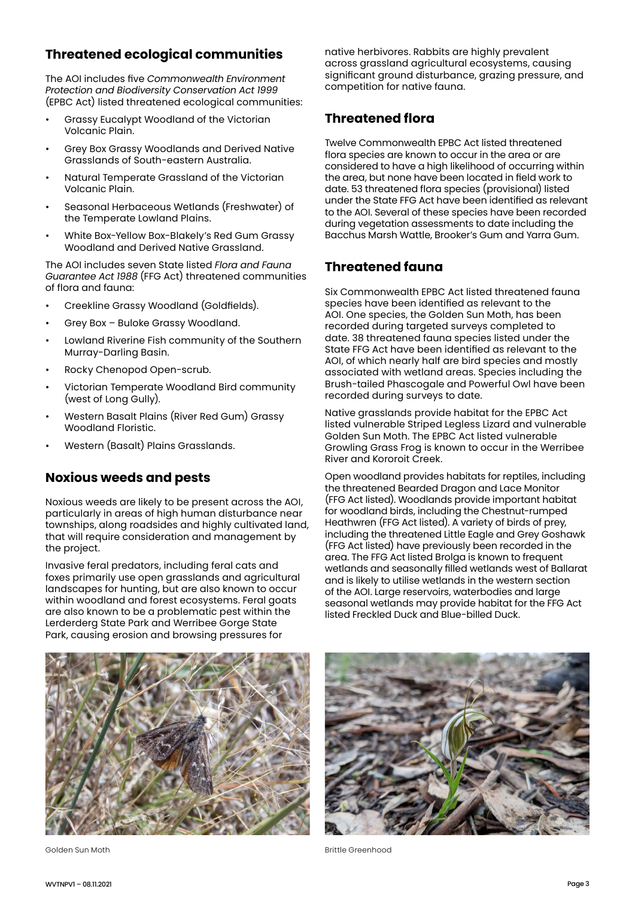## Threatened ecological communities

The AOI includes five *Commonwealth Environment Protection and Biodiversity Conservation Act 1999* (EPBC Act) listed threatened ecological communities:

- Grassy Eucalypt Woodland of the Victorian Volcanic Plain.
- Grey Box Grassy Woodlands and Derived Native Grasslands of South-eastern Australia.
- Natural Temperate Grassland of the Victorian Volcanic Plain.
- Seasonal Herbaceous Wetlands (Freshwater) of the Temperate Lowland Plains.
- White Box-Yellow Box-Blakely's Red Gum Grassy Woodland and Derived Native Grassland.

The AOI includes seven State listed *Flora and Fauna Guarantee Act 1988* (FFG Act) threatened communities of flora and fauna:

- Creekline Grassy Woodland (Goldfields).
- Grey Box – Buloke Grassy Woodland.
- Lowland Riverine Fish community of the Southern Murray-Darling Basin.
- Rocky Chenopod Open-scrub.
- Victorian Temperate Woodland Bird community (west of Long Gully).
- Western Basalt Plains (River Red Gum) Grassy Woodland Floristic.
- Western (Basalt) Plains Grasslands.

## Noxious weeds and pests

Noxious weeds are likely to be present across the AOI, particularly in areas of high human disturbance near townships, along roadsides and highly cultivated land, that will require consideration and management by the project.

Invasive feral predators, including feral cats and foxes primarily use open grasslands and agricultural landscapes for hunting, but are also known to occur within woodland and forest ecosystems. Feral goats are also known to be a problematic pest within the Lerderderg State Park and Werribee Gorge State Park, causing erosion and browsing pressures for native herbivores. Rabbits are highly prevalent across grassland agricultural ecosystems, causing significant ground disturbance, grazing pressure, and competition for native fauna.

## Threatened flora

Twelve Commonwealth EPBC Act listed threatened flora species are known to occur in the area or are considered to have a high likelihood of occurring within the area, but none have been located in field work to date. 53 threatened flora species (provisional) listed under the State FFG Act have been identified as relevant to the AOI. Several of these species have been recorded during vegetation assessments to date including the Bacchus Marsh Wattle, Brooker's Gum and Yarra Gum.

## Threatened fauna

Six Commonwealth EPBC Act listed threatened fauna species have been identified as relevant to the AOI. One species, the Golden Sun Moth, has been recorded during targeted surveys completed to date. 38 threatened fauna species listed under the State FFG Act have been identified as relevant to the AOI, of which nearly half are bird species and mostly associated with wetland areas. Species including the Brush-tailed Phascogale and Powerful Owl have been recorded during surveys to date.

Native grasslands provide habitat for the EPBC Act listed vulnerable Striped Legless Lizard and vulnerable Golden Sun Moth. The EPBC Act listed vulnerable Growling Grass Frog is known to occur in the Werribee River and Kororoit Creek.

Open woodland provides habitats for reptiles, including the threatened Bearded Dragon and Lace Monitor (FFG Act listed). Woodlands provide important habitat for woodland birds, including the Chestnut-rumped Heathwren (FFG Act listed). A variety of birds of prey, including the threatened Little Eagle and Grey Goshawk (FFG Act listed) have previously been recorded in the area. The FFG Act listed Brolga is known to frequent wetlands and seasonally filled wetlands west of Ballarat and is likely to utilise wetlands in the western section of the AOI. Large reservoirs, waterbodies and large seasonal wetlands may provide habitat for the FFG Act listed Freckled Duck and Blue-billed Duck.

Golden Sun Moth

Brittle Greenhood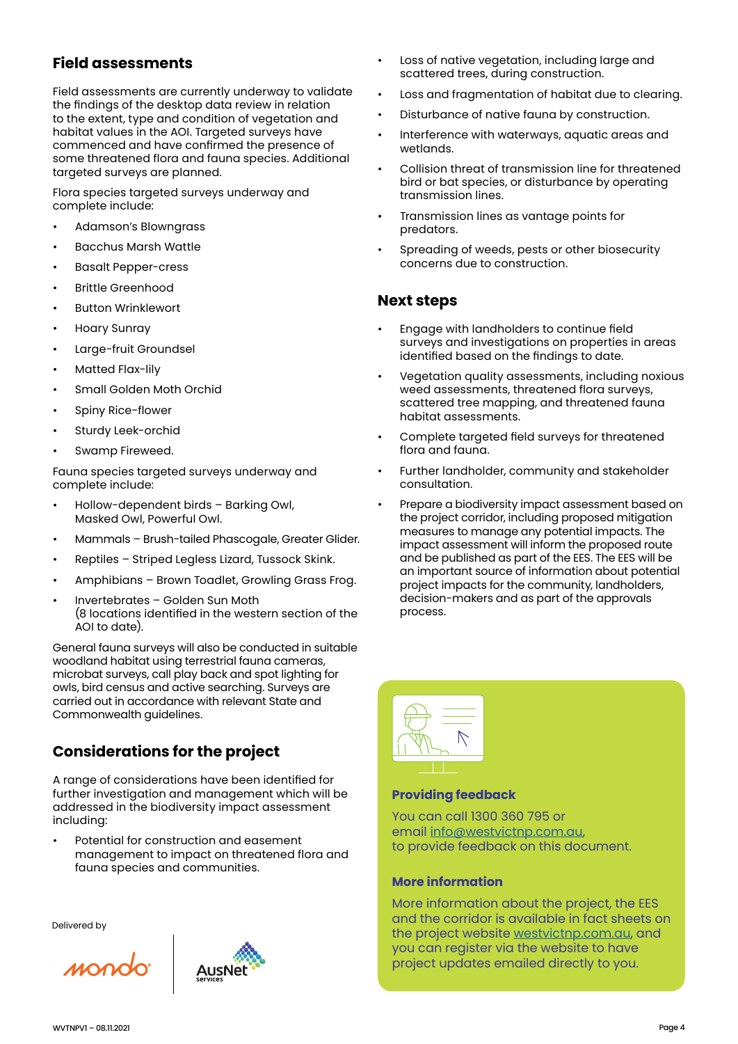## Field assessments

Field assessments are currently underway to validate the findings of the desktop data review in relation to the extent, type and condition of vegetation and habitat values in the AOI. Targeted surveys have commenced and have confirmed the presence of some threatened flora and fauna species. Additional targeted surveys are planned.

Flora species targeted surveys underway and complete include:

- Adamson's Blowngrass
- Bacchus Marsh Wattle
- Basalt Pepper-cress
- Brittle Greenhood
- Button Wrinklewort
- Hoary Sunray
- Large-fruit Groundsel
- Matted Flax-lily
- Small Golden Moth Orchid
- Spiny Rice-flower
- Sturdy Leek-orchid
- Swamp Fireweed.

Fauna species targeted surveys underway and complete include:

- Hollow-dependent birds – Barking Owl, Masked Owl, Powerful Owl.
- Mammals – Brush-tailed Phascogale, Greater Glider.
- Reptiles – Striped Legless Lizard, Tussock Skink.
- Amphibians – Brown Toadlet, Growling Grass Frog.
- Invertebrates – Golden Sun Moth (8 locations identified in the western section of the AOI to date).

General fauna surveys will also be conducted in suitable woodland habitat using terrestrial fauna cameras, microbat surveys, call play back and spot lighting for owls, bird census and active searching. Surveys are carried out in accordance with relevant State and Commonwealth guidelines.

## Considerations for the project

A range of considerations have been identified for further investigation and management which will be addressed in the biodiversity impact assessment including:

- Potential for construction and easement management to impact on threatened flora and fauna species and communities.
- Loss of native vegetation, including large and scattered trees, during construction.
- Loss and fragmentation of habitat due to clearing.
- Disturbance of native fauna by construction.
- Interference with waterways, aquatic areas and wetlands.
- Collision threat of transmission line for threatened bird or bat species, or disturbance by operating transmission lines.
- Transmission lines as vantage points for predators.
- Spreading of weeds, pests or other biosecurity concerns due to construction.

## Next steps

- Engage with landholders to continue field surveys and investigations on properties in areas identified based on the findings to date.
- Vegetation quality assessments, including noxious weed assessments, threatened flora surveys, scattered tree mapping, and threatened fauna habitat assessments.
- Complete targeted field surveys for threatened flora and fauna.
- Further landholder, community and stakeholder consultation.
- Prepare a biodiversity impact assessment based on the project corridor, including proposed mitigation measures to manage any potential impacts. The impact assessment will inform the proposed route and be published as part of the EES. The EES will be an important source of information about potential project impacts for the community, landholders, decision-makers and as part of the approvals process.

### Providing feedback

You can call 1300 360 795 or email info@westvictnp.com.au, to provide feedback on this document.

### More information

More information about the project, the EES and the corridor is available in fact sheets on the project website westvictnp.com.au, and you can register via the website to have project updates emailed directly to you.

Delivered by

mondo | AusNet services

WVTNPV1 – 08.11.2021